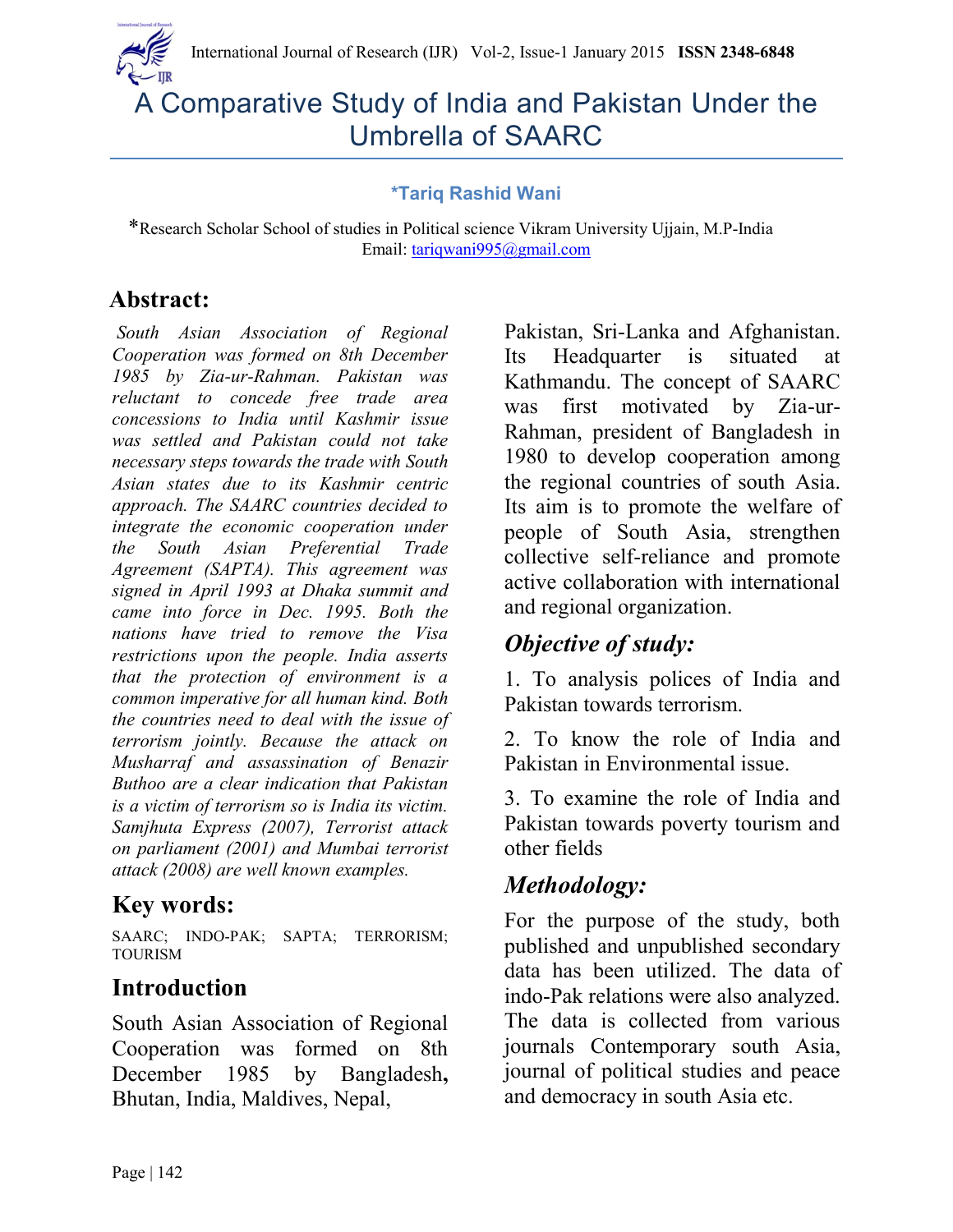# A Comparative Study of India and Pakistan Under the Umbrella of SAARC

**\*Tariq Rashid Wani**

\*Research Scholar School of studies in Political science Vikram University Ujjain, M.P-India
Email: tariqwani995@gmail.com

## Abstract:

*South Asian Association of Regional Cooperation was formed on 8th December 1985 by Zia-ur-Rahman. Pakistan was reluctant to concede free trade area concessions to India until Kashmir issue was settled and Pakistan could not take necessary steps towards the trade with South Asian states due to its Kashmir centric approach. The SAARC countries decided to integrate the economic cooperation under the South Asian Preferential Trade Agreement (SAPTA). This agreement was signed in April 1993 at Dhaka summit and came into force in Dec. 1995. Both the nations have tried to remove the Visa restrictions upon the people. India asserts that the protection of environment is a common imperative for all human kind. Both the countries need to deal with the issue of terrorism jointly. Because the attack on Musharraf and assassination of Benazir Buthoo are a clear indication that Pakistan is a victim of terrorism so is India its victim. Samjhuta Express (2007), Terrorist attack on parliament (2001) and Mumbai terrorist attack (2008) are well known examples.*

## Key words:

SAARC; INDO-PAK; SAPTA; TERRORISM; TOURISM

## Introduction

South Asian Association of Regional Cooperation was formed on 8th December 1985 by Bangladesh**,** Bhutan, India, Maldives, Nepal, Pakistan, Sri-Lanka and Afghanistan. Its Headquarter is situated at Kathmandu. The concept of SAARC was first motivated by Zia-ur-Rahman, president of Bangladesh in 1980 to develop cooperation among the regional countries of south Asia. Its aim is to promote the welfare of people of South Asia, strengthen collective self-reliance and promote active collaboration with international and regional organization.

## *Objective of study:*

1. To analysis polices of India and Pakistan towards terrorism.

2. To know the role of India and Pakistan in Environmental issue.

3. To examine the role of India and Pakistan towards poverty tourism and other fields

## *Methodology:*

For the purpose of the study, both published and unpublished secondary data has been utilized. The data of indo-Pak relations were also analyzed. The data is collected from various journals Contemporary south Asia, journal of political studies and peace and democracy in south Asia etc.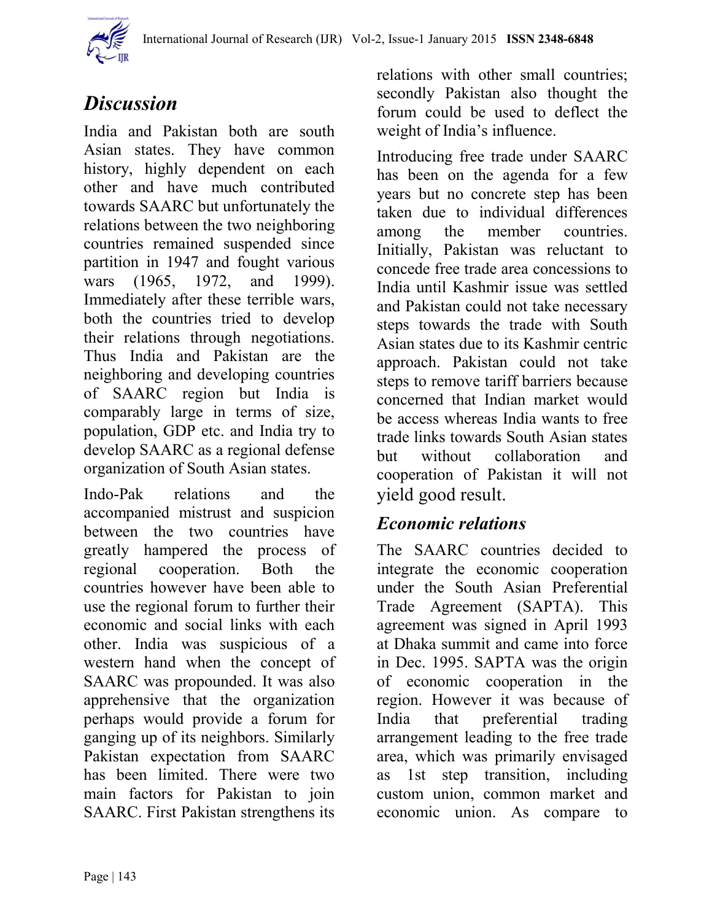## *Discussion*

India and Pakistan both are south Asian states. They have common history, highly dependent on each other and have much contributed towards SAARC but unfortunately the relations between the two neighboring countries remained suspended since partition in 1947 and fought various wars (1965, 1972, and 1999). Immediately after these terrible wars, both the countries tried to develop their relations through negotiations. Thus India and Pakistan are the neighboring and developing countries of SAARC region but India is comparably large in terms of size, population, GDP etc. and India try to develop SAARC as a regional defense organization of South Asian states.

Indo-Pak relations and the accompanied mistrust and suspicion between the two countries have greatly hampered the process of regional cooperation. Both the countries however have been able to use the regional forum to further their economic and social links with each other. India was suspicious of a western hand when the concept of SAARC was propounded. It was also apprehensive that the organization perhaps would provide a forum for ganging up of its neighbors. Similarly Pakistan expectation from SAARC has been limited. There were two main factors for Pakistan to join SAARC. First Pakistan strengthens its relations with other small countries; secondly Pakistan also thought the forum could be used to deflect the weight of India's influence.

Introducing free trade under SAARC has been on the agenda for a few years but no concrete step has been taken due to individual differences among the member countries. Initially, Pakistan was reluctant to concede free trade area concessions to India until Kashmir issue was settled and Pakistan could not take necessary steps towards the trade with South Asian states due to its Kashmir centric approach. Pakistan could not take steps to remove tariff barriers because concerned that Indian market would be access whereas India wants to free trade links towards South Asian states but without collaboration and cooperation of Pakistan it will not yield good result.

## *Economic relations*

The SAARC countries decided to integrate the economic cooperation under the South Asian Preferential Trade Agreement (SAPTA). This agreement was signed in April 1993 at Dhaka summit and came into force in Dec. 1995. SAPTA was the origin of economic cooperation in the region. However it was because of India that preferential trading arrangement leading to the free trade area, which was primarily envisaged as 1st step transition, including custom union, common market and economic union. As compare to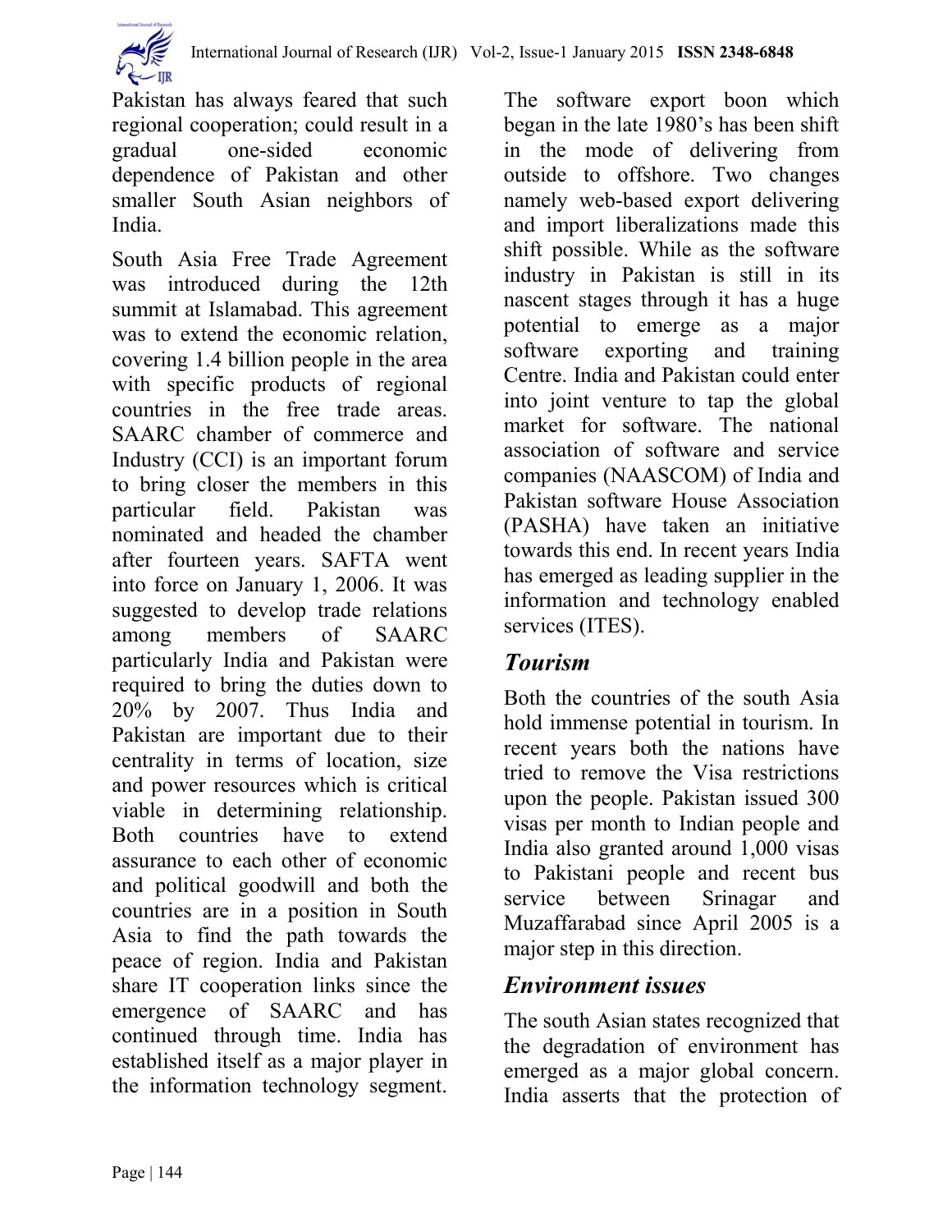Pakistan has always feared that such regional cooperation; could result in a gradual one-sided economic dependence of Pakistan and other smaller South Asian neighbors of India.

South Asia Free Trade Agreement was introduced during the 12th summit at Islamabad. This agreement was to extend the economic relation, covering 1.4 billion people in the area with specific products of regional countries in the free trade areas. SAARC chamber of commerce and Industry (CCI) is an important forum to bring closer the members in this particular field. Pakistan was nominated and headed the chamber after fourteen years. SAFTA went into force on January 1, 2006. It was suggested to develop trade relations among members of SAARC particularly India and Pakistan were required to bring the duties down to 20% by 2007. Thus India and Pakistan are important due to their centrality in terms of location, size and power resources which is critical viable in determining relationship. Both countries have to extend assurance to each other of economic and political goodwill and both the countries are in a position in South Asia to find the path towards the peace of region. India and Pakistan share IT cooperation links since the emergence of SAARC and has continued through time. India has established itself as a major player in the information technology segment. The software export boon which began in the late 1980's has been shift in the mode of delivering from outside to offshore. Two changes namely web-based export delivering and import liberalizations made this shift possible. While as the software industry in Pakistan is still in its nascent stages through it has a huge potential to emerge as a major software exporting and training Centre. India and Pakistan could enter into joint venture to tap the global market for software. The national association of software and service companies (NAASCOM) of India and Pakistan software House Association (PASHA) have taken an initiative towards this end. In recent years India has emerged as leading supplier in the information and technology enabled services (ITES).

## *Tourism*

Both the countries of the south Asia hold immense potential in tourism. In recent years both the nations have tried to remove the Visa restrictions upon the people. Pakistan issued 300 visas per month to Indian people and India also granted around 1,000 visas to Pakistani people and recent bus service between Srinagar and Muzaffarabad since April 2005 is a major step in this direction.

## *Environment issues*

The south Asian states recognized that the degradation of environment has emerged as a major global concern. India asserts that the protection of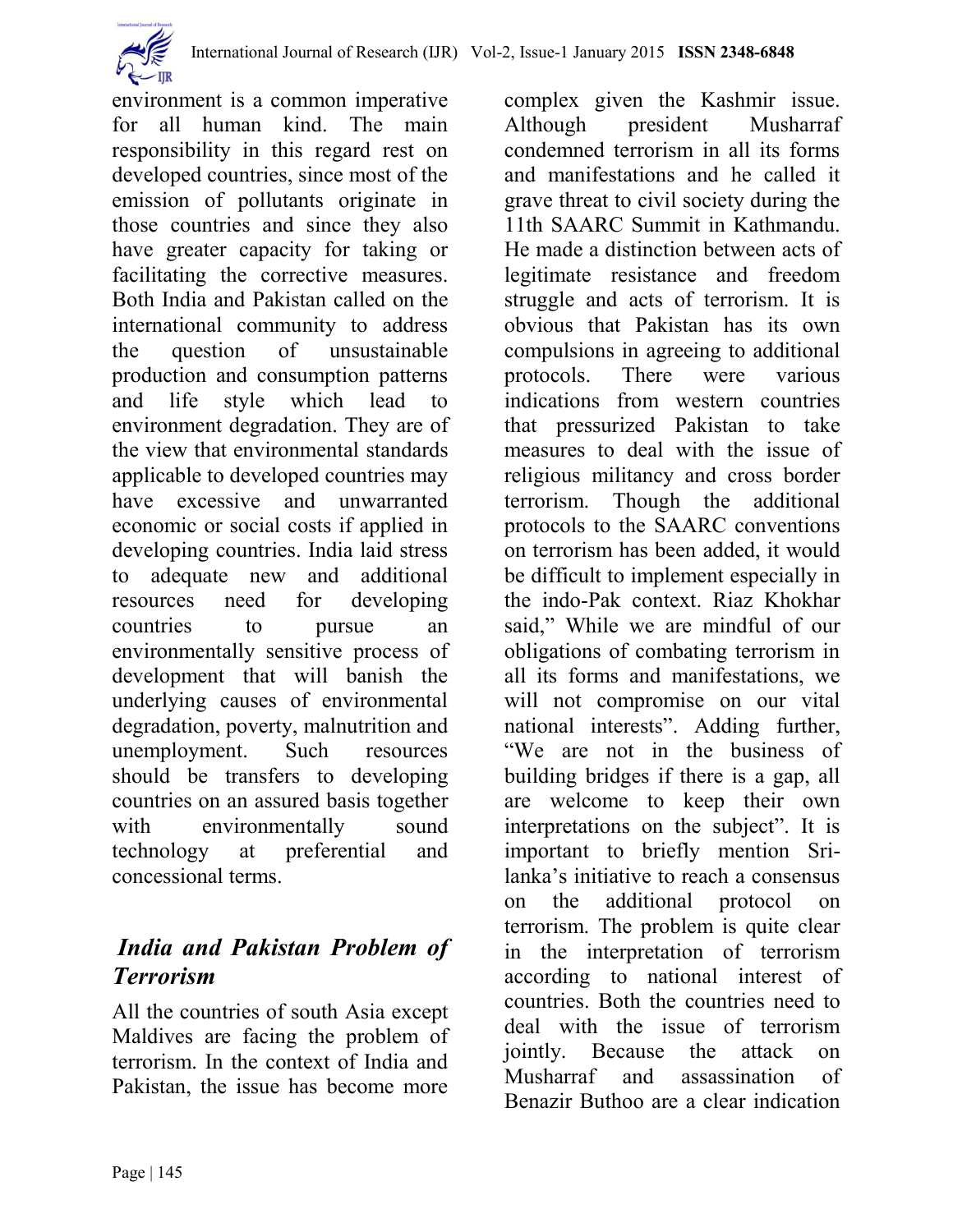environment is a common imperative for all human kind. The main responsibility in this regard rest on developed countries, since most of the emission of pollutants originate in those countries and since they also have greater capacity for taking or facilitating the corrective measures. Both India and Pakistan called on the international community to address the question of unsustainable production and consumption patterns and life style which lead to environment degradation. They are of the view that environmental standards applicable to developed countries may have excessive and unwarranted economic or social costs if applied in developing countries. India laid stress to adequate new and additional resources need for developing countries to pursue an environmentally sensitive process of development that will banish the underlying causes of environmental degradation, poverty, malnutrition and unemployment. Such resources should be transfers to developing countries on an assured basis together with environmentally sound technology at preferential and concessional terms.

## *India and Pakistan Problem of Terrorism*

All the countries of south Asia except Maldives are facing the problem of terrorism. In the context of India and Pakistan, the issue has become more complex given the Kashmir issue. Although president Musharraf condemned terrorism in all its forms and manifestations and he called it grave threat to civil society during the 11th SAARC Summit in Kathmandu. He made a distinction between acts of legitimate resistance and freedom struggle and acts of terrorism. It is obvious that Pakistan has its own compulsions in agreeing to additional protocols. There were various indications from western countries that pressurized Pakistan to take measures to deal with the issue of religious militancy and cross border terrorism. Though the additional protocols to the SAARC conventions on terrorism has been added, it would be difficult to implement especially in the indo-Pak context. Riaz Khokhar said," While we are mindful of our obligations of combating terrorism in all its forms and manifestations, we will not compromise on our vital national interests". Adding further, "We are not in the business of building bridges if there is a gap, all are welcome to keep their own interpretations on the subject". It is important to briefly mention Sri-lanka's initiative to reach a consensus on the additional protocol on terrorism. The problem is quite clear in the interpretation of terrorism according to national interest of countries. Both the countries need to deal with the issue of terrorism jointly. Because the attack on Musharraf and assassination of Benazir Buthoo are a clear indication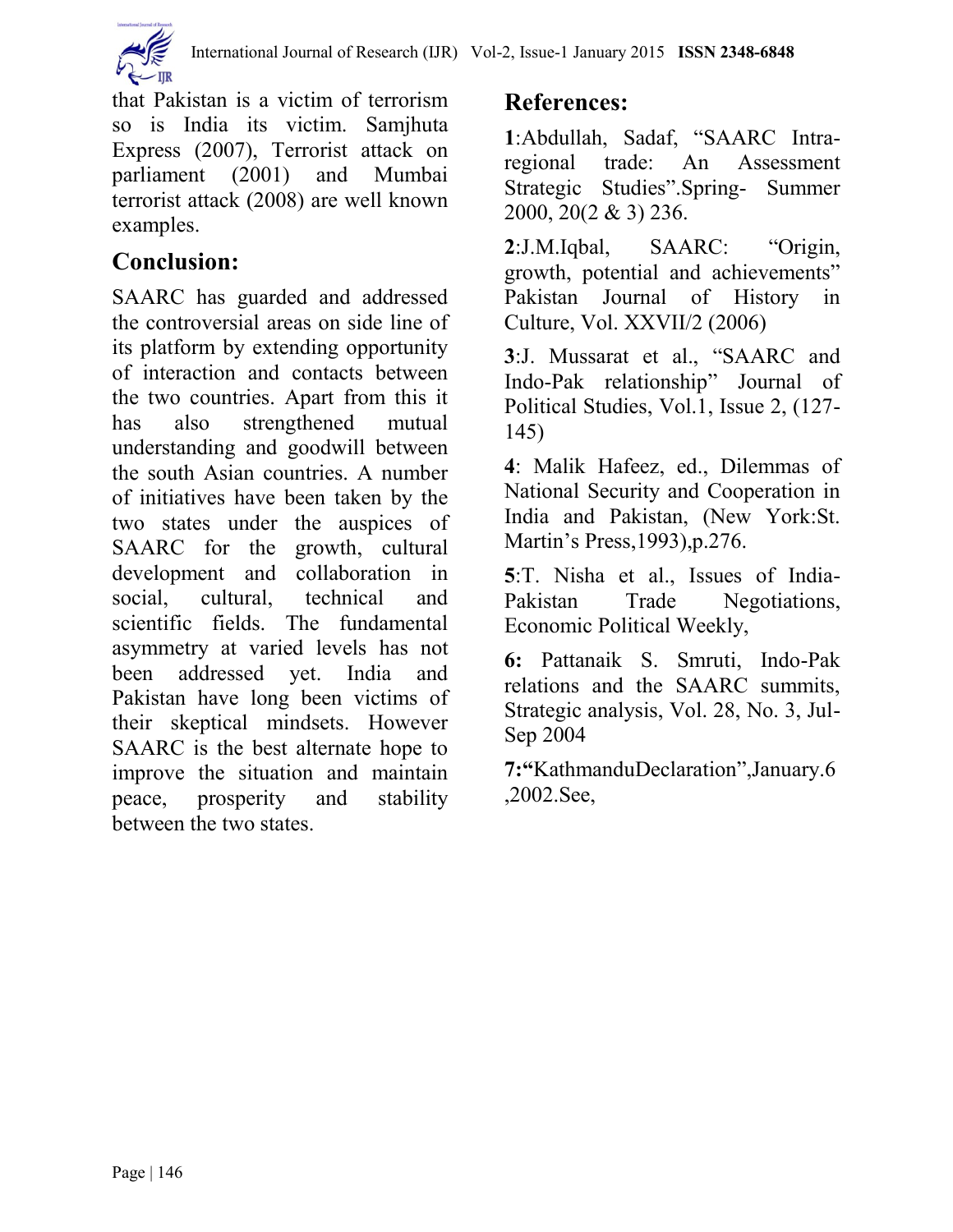that Pakistan is a victim of terrorism so is India its victim. Samjhuta Express (2007), Terrorist attack on parliament (2001) and Mumbai terrorist attack (2008) are well known examples.

## Conclusion:

SAARC has guarded and addressed the controversial areas on side line of its platform by extending opportunity of interaction and contacts between the two countries. Apart from this it has also strengthened mutual understanding and goodwill between the south Asian countries. A number of initiatives have been taken by the two states under the auspices of SAARC for the growth, cultural development and collaboration in social, cultural, technical and scientific fields. The fundamental asymmetry at varied levels has not been addressed yet. India and Pakistan have long been victims of their skeptical mindsets. However SAARC is the best alternate hope to improve the situation and maintain peace, prosperity and stability between the two states.

## References:

**1**:Abdullah, Sadaf, "SAARC Intra-regional trade: An Assessment Strategic Studies".Spring- Summer 2000, 20(2 & 3) 236.

**2**:J.M.Iqbal, SAARC: "Origin, growth, potential and achievements" Pakistan Journal of History in Culture, Vol. XXVII/2 (2006)

**3**:J. Mussarat et al., "SAARC and Indo-Pak relationship" Journal of Political Studies, Vol.1, Issue 2, (127-145)

**4**: Malik Hafeez, ed., Dilemmas of National Security and Cooperation in India and Pakistan, (New York:St. Martin's Press,1993),p.276.

**5**:T. Nisha et al., Issues of India-Pakistan Trade Negotiations, Economic Political Weekly,

**6:** Pattanaik S. Smruti, Indo-Pak relations and the SAARC summits, Strategic analysis, Vol. 28, No. 3, Jul-Sep 2004

**7:"**KathmanduDeclaration",January.6 ,2002.See,